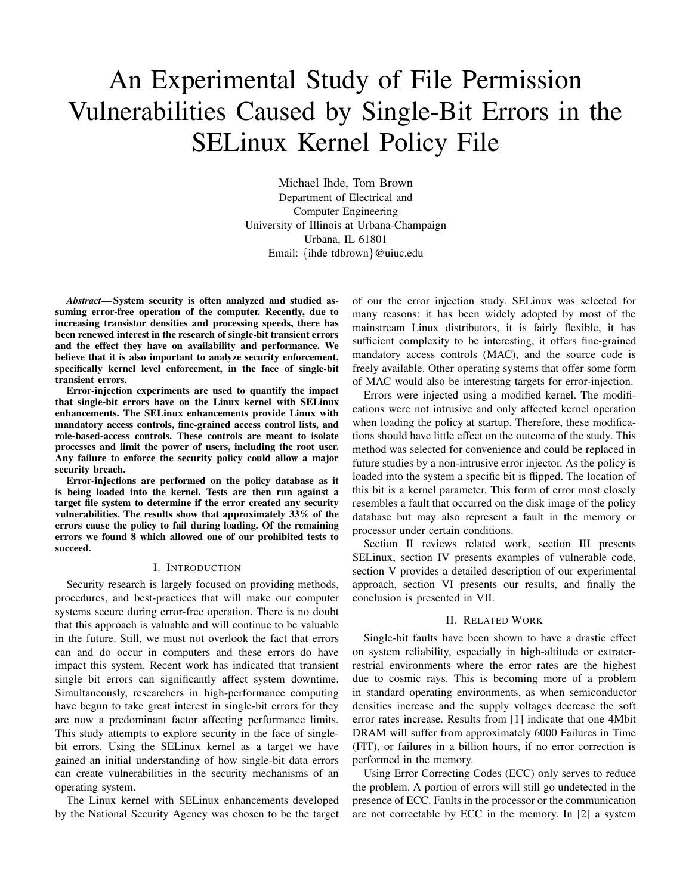# An Experimental Study of File Permission Vulnerabilities Caused by Single-Bit Errors in the SELinux Kernel Policy File

Michael Ihde, Tom Brown
Department of Electrical and
Computer Engineering
University of Illinois at Urbana-Champaign
Urbana, IL 61801
Email: {ihde tdbrown}@uiuc.edu

***Abstract*— System security is often analyzed and studied assuming error-free operation of the computer. Recently, due to increasing transistor densities and processing speeds, there has been renewed interest in the research of single-bit transient errors and the effect they have on availability and performance. We believe that it is also important to analyze security enforcement, specifically kernel level enforcement, in the face of single-bit transient errors.**

**Error-injection experiments are used to quantify the impact that single-bit errors have on the Linux kernel with SELinux enhancements. The SELinux enhancements provide Linux with mandatory access controls, fine-grained access control lists, and role-based-access controls. These controls are meant to isolate processes and limit the power of users, including the root user. Any failure to enforce the security policy could allow a major security breach.**

**Error-injections are performed on the policy database as it is being loaded into the kernel. Tests are then run against a target file system to determine if the error created any security vulnerabilities. The results show that approximately 33% of the errors cause the policy to fail during loading. Of the remaining errors we found 8 which allowed one of our prohibited tests to succeed.**

## I. Introduction

Security research is largely focused on providing methods, procedures, and best-practices that will make our computer systems secure during error-free operation. There is no doubt that this approach is valuable and will continue to be valuable in the future. Still, we must not overlook the fact that errors can and do occur in computers and these errors do have impact this system. Recent work has indicated that transient single bit errors can significantly affect system downtime. Simultaneously, researchers in high-performance computing have begun to take great interest in single-bit errors for they are now a predominant factor affecting performance limits. This study attempts to explore security in the face of single-bit errors. Using the SELinux kernel as a target we have gained an initial understanding of how single-bit data errors can create vulnerabilities in the security mechanisms of an operating system.

The Linux kernel with SELinux enhancements developed by the National Security Agency was chosen to be the target of our the error injection study. SELinux was selected for many reasons: it has been widely adopted by most of the mainstream Linux distributors, it is fairly flexible, it has sufficient complexity to be interesting, it offers fine-grained mandatory access controls (MAC), and the source code is freely available. Other operating systems that offer some form of MAC would also be interesting targets for error-injection.

Errors were injected using a modified kernel. The modifications were not intrusive and only affected kernel operation when loading the policy at startup. Therefore, these modifications should have little effect on the outcome of the study. This method was selected for convenience and could be replaced in future studies by a non-intrusive error injector. As the policy is loaded into the system a specific bit is flipped. The location of this bit is a kernel parameter. This form of error most closely resembles a fault that occurred on the disk image of the policy database but may also represent a fault in the memory or processor under certain conditions.

Section II reviews related work, section III presents SELinux, section IV presents examples of vulnerable code, section V provides a detailed description of our experimental approach, section VI presents our results, and finally the conclusion is presented in VII.

## II. Related Work

Single-bit faults have been shown to have a drastic effect on system reliability, especially in high-altitude or extraterrestrial environments where the error rates are the highest due to cosmic rays. This is becoming more of a problem in standard operating environments, as when semiconductor densities increase and the supply voltages decrease the soft error rates increase. Results from [1] indicate that one 4Mbit DRAM will suffer from approximately 6000 Failures in Time (FIT), or failures in a billion hours, if no error correction is performed in the memory.

Using Error Correcting Codes (ECC) only serves to reduce the problem. A portion of errors will still go undetected in the presence of ECC. Faults in the processor or the communication are not correctable by ECC in the memory. In [2] a system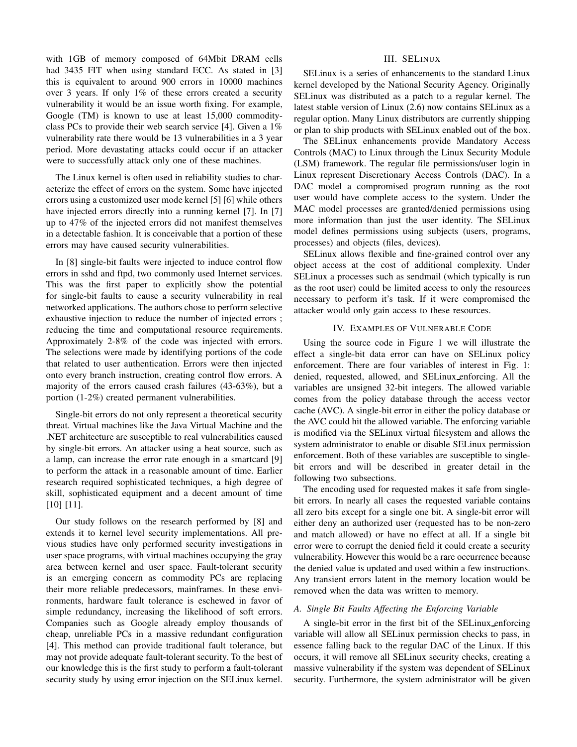with 1GB of memory composed of 64Mbit DRAM cells had 3435 FIT when using standard ECC. As stated in [3] this is equivalent to around 900 errors in 10000 machines over 3 years. If only 1% of these errors created a security vulnerability it would be an issue worth fixing. For example, Google (TM) is known to use at least 15,000 commodity-class PCs to provide their web search service [4]. Given a 1% vulnerability rate there would be 13 vulnerabilities in a 3 year period. More devastating attacks could occur if an attacker were to successfully attack only one of these machines.

The Linux kernel is often used in reliability studies to characterize the effect of errors on the system. Some have injected errors using a customized user mode kernel [5] [6] while others have injected errors directly into a running kernel [7]. In [7] up to 47% of the injected errors did not manifest themselves in a detectable fashion. It is conceivable that a portion of these errors may have caused security vulnerabilities.

In [8] single-bit faults were injected to induce control flow errors in sshd and ftpd, two commonly used Internet services. This was the first paper to explicitly show the potential for single-bit faults to cause a security vulnerability in real networked applications. The authors chose to perform selective exhaustive injection to reduce the number of injected errors ; reducing the time and computational resource requirements. Approximately 2-8% of the code was injected with errors. The selections were made by identifying portions of the code that related to user authentication. Errors were then injected onto every branch instruction, creating control flow errors. A majority of the errors caused crash failures (43-63%), but a portion (1-2%) created permanent vulnerabilities.

Single-bit errors do not only represent a theoretical security threat. Virtual machines like the Java Virtual Machine and the .NET architecture are susceptible to real vulnerabilities caused by single-bit errors. An attacker using a heat source, such as a lamp, can increase the error rate enough in a smartcard [9] to perform the attack in a reasonable amount of time. Earlier research required sophisticated techniques, a high degree of skill, sophisticated equipment and a decent amount of time [10] [11].

Our study follows on the research performed by [8] and extends it to kernel level security implementations. All previous studies have only performed security investigations in user space programs, with virtual machines occupying the gray area between kernel and user space. Fault-tolerant security is an emerging concern as commodity PCs are replacing their more reliable predecessors, mainframes. In these environments, hardware fault tolerance is eschewed in favor of simple redundancy, increasing the likelihood of soft errors. Companies such as Google already employ thousands of cheap, unreliable PCs in a massive redundant configuration [4]. This method can provide traditional fault tolerance, but may not provide adequate fault-tolerant security. To the best of our knowledge this is the first study to perform a fault-tolerant security study by using error injection on the SELinux kernel.

## III. SELinux

SELinux is a series of enhancements to the standard Linux kernel developed by the National Security Agency. Originally SELinux was distributed as a patch to a regular kernel. The latest stable version of Linux (2.6) now contains SELinux as a regular option. Many Linux distributors are currently shipping or plan to ship products with SELinux enabled out of the box.

The SELinux enhancements provide Mandatory Access Controls (MAC) to Linux through the Linux Security Module (LSM) framework. The regular file permissions/user login in Linux represent Discretionary Access Controls (DAC). In a DAC model a compromised program running as the root user would have complete access to the system. Under the MAC model processes are granted/denied permissions using more information than just the user identity. The SELinux model defines permissions using subjects (users, programs, processes) and objects (files, devices).

SELinux allows flexible and fine-grained control over any object access at the cost of additional complexity. Under SELinux a processes such as sendmail (which typically is run as the root user) could be limited access to only the resources necessary to perform it's task. If it were compromised the attacker would only gain access to these resources.

## IV. Examples of Vulnerable Code

Using the source code in Figure 1 we will illustrate the effect a single-bit data error can have on SELinux policy enforcement. There are four variables of interest in Fig. 1: denied, requested, allowed, and SELinux_enforcing. All the variables are unsigned 32-bit integers. The allowed variable comes from the policy database through the access vector cache (AVC). A single-bit error in either the policy database or the AVC could hit the allowed variable. The enforcing variable is modified via the SELinux virtual filesystem and allows the system administrator to enable or disable SELinux permission enforcement. Both of these variables are susceptible to single-bit errors and will be described in greater detail in the following two subsections.

The encoding used for requested makes it safe from single-bit errors. In nearly all cases the requested variable contains all zero bits except for a single one bit. A single-bit error will either deny an authorized user (requested has to be non-zero and match allowed) or have no effect at all. If a single bit error were to corrupt the denied field it could create a security vulnerability. However this would be a rare occurrence because the denied value is updated and used within a few instructions. Any transient errors latent in the memory location would be removed when the data was written to memory.

### A. Single Bit Faults Affecting the Enforcing Variable

A single-bit error in the first bit of the SELinux_enforcing variable will allow all SELinux permission checks to pass, in essence falling back to the regular DAC of the Linux. If this occurs, it will remove all SELinux security checks, creating a massive vulnerability if the system was dependent of SELinux security. Furthermore, the system administrator will be given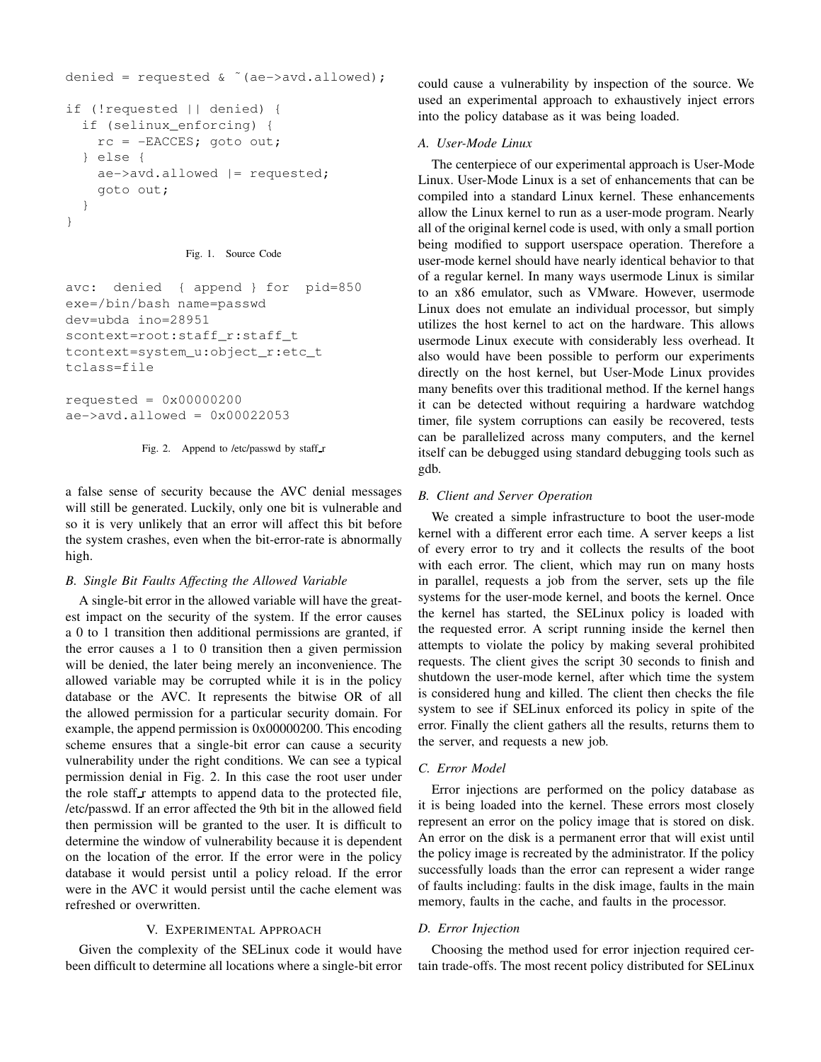```
denied = requested & ~(ae->avd.allowed);

if (!requested || denied) {
  if (selinux_enforcing) {
    rc = -EACCES; goto out;
  } else {
    ae->avd.allowed |= requested;
    goto out;
  }
}
```

Fig. 1. Source Code

```
avc:  denied  { append } for  pid=850
exe=/bin/bash name=passwd
dev=ubda ino=28951
scontext=root:staff_r:staff_t
tcontext=system_u:object_r:etc_t
tclass=file

requested = 0x00000200
ae->avd.allowed = 0x00022053
```

Fig. 2. Append to /etc/passwd by staff_r

a false sense of security because the AVC denial messages will still be generated. Luckily, only one bit is vulnerable and so it is very unlikely that an error will affect this bit before the system crashes, even when the bit-error-rate is abnormally high.

### *B. Single Bit Faults Affecting the Allowed Variable*

A single-bit error in the allowed variable will have the greatest impact on the security of the system. If the error causes a 0 to 1 transition then additional permissions are granted, if the error causes a 1 to 0 transition then a given permission will be denied, the later being merely an inconvenience. The allowed variable may be corrupted while it is in the policy database or the AVC. It represents the bitwise OR of all the allowed permission for a particular security domain. For example, the append permission is 0x00000200. This encoding scheme ensures that a single-bit error can cause a security vulnerability under the right conditions. We can see a typical permission denial in Fig. 2. In this case the root user under the role staff_r attempts to append data to the protected file, /etc/passwd. If an error affected the 9th bit in the allowed field then permission will be granted to the user. It is difficult to determine the window of vulnerability because it is dependent on the location of the error. If the error were in the policy database it would persist until a policy reload. If the error were in the AVC it would persist until the cache element was refreshed or overwritten.

## V. Experimental Approach

Given the complexity of the SELinux code it would have been difficult to determine all locations where a single-bit error could cause a vulnerability by inspection of the source. We used an experimental approach to exhaustively inject errors into the policy database as it was being loaded.

### *A. User-Mode Linux*

The centerpiece of our experimental approach is User-Mode Linux. User-Mode Linux is a set of enhancements that can be compiled into a standard Linux kernel. These enhancements allow the Linux kernel to run as a user-mode program. Nearly all of the original kernel code is used, with only a small portion being modified to support userspace operation. Therefore a user-mode kernel should have nearly identical behavior to that of a regular kernel. In many ways usermode Linux is similar to an x86 emulator, such as VMware. However, usermode Linux does not emulate an individual processor, but simply utilizes the host kernel to act on the hardware. This allows usermode Linux execute with considerably less overhead. It also would have been possible to perform our experiments directly on the host kernel, but User-Mode Linux provides many benefits over this traditional method. If the kernel hangs it can be detected without requiring a hardware watchdog timer, file system corruptions can easily be recovered, tests can be parallelized across many computers, and the kernel itself can be debugged using standard debugging tools such as gdb.

### *B. Client and Server Operation*

We created a simple infrastructure to boot the user-mode kernel with a different error each time. A server keeps a list of every error to try and it collects the results of the boot with each error. The client, which may run on many hosts in parallel, requests a job from the server, sets up the file systems for the user-mode kernel, and boots the kernel. Once the kernel has started, the SELinux policy is loaded with the requested error. A script running inside the kernel then attempts to violate the policy by making several prohibited requests. The client gives the script 30 seconds to finish and shutdown the user-mode kernel, after which time the system is considered hung and killed. The client then checks the file system to see if SELinux enforced its policy in spite of the error. Finally the client gathers all the results, returns them to the server, and requests a new job.

### *C. Error Model*

Error injections are performed on the policy database as it is being loaded into the kernel. These errors most closely represent an error on the policy image that is stored on disk. An error on the disk is a permanent error that will exist until the policy image is recreated by the administrator. If the policy successfully loads than the error can represent a wider range of faults including: faults in the disk image, faults in the main memory, faults in the cache, and faults in the processor.

### *D. Error Injection*

Choosing the method used for error injection required certain trade-offs. The most recent policy distributed for SELinux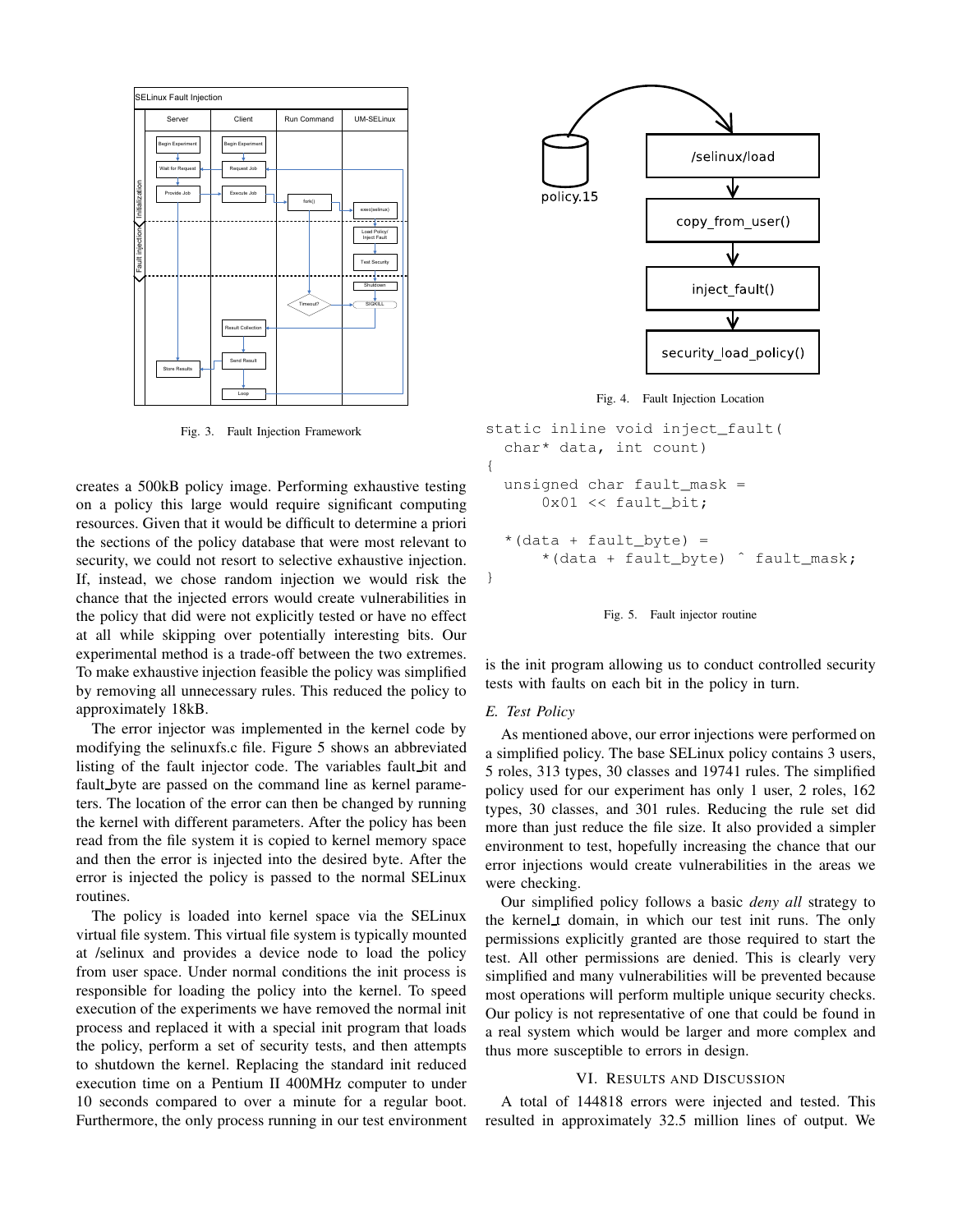Fig. 3. Fault Injection Framework

creates a 500kB policy image. Performing exhaustive testing on a policy this large would require significant computing resources. Given that it would be difficult to determine a priori the sections of the policy database that were most relevant to security, we could not resort to selective exhaustive injection. If, instead, we chose random injection we would risk the chance that the injected errors would create vulnerabilities in the policy that did were not explicitly tested or have no effect at all while skipping over potentially interesting bits. Our experimental method is a trade-off between the two extremes. To make exhaustive injection feasible the policy was simplified by removing all unnecessary rules. This reduced the policy to approximately 18kB.

The error injector was implemented in the kernel code by modifying the selinuxfs.c file. Figure 5 shows an abbreviated listing of the fault injector code. The variables fault_bit and fault_byte are passed on the command line as kernel parameters. The location of the error can then be changed by running the kernel with different parameters. After the policy has been read from the file system it is copied to kernel memory space and then the error is injected into the desired byte. After the error is injected the policy is passed to the normal SELinux routines.

The policy is loaded into kernel space via the SELinux virtual file system. This virtual file system is typically mounted at /selinux and provides a device node to load the policy from user space. Under normal conditions the init process is responsible for loading the policy into the kernel. To speed execution of the experiments we have removed the normal init process and replaced it with a special init program that loads the policy, perform a set of security tests, and then attempts to shutdown the kernel. Replacing the standard init reduced execution time on a Pentium II 400MHz computer to under 10 seconds compared to over a minute for a regular boot. Furthermore, the only process running in our test environment is the init program allowing us to conduct controlled security tests with faults on each bit in the policy in turn.

Fig. 4. Fault Injection Location

```
static inline void inject_fault(
  char* data, int count)
{
  unsigned char fault_mask =
      0x01 << fault_bit;

  *(data + fault_byte) =
      *(data + fault_byte) ^ fault_mask;
}
```

Fig. 5. Fault injector routine

### E. Test Policy

As mentioned above, our error injections were performed on a simplified policy. The base SELinux policy contains 3 users, 5 roles, 313 types, 30 classes and 19741 rules. The simplified policy used for our experiment has only 1 user, 2 roles, 162 types, 30 classes, and 301 rules. Reducing the rule set did more than just reduce the file size. It also provided a simpler environment to test, hopefully increasing the chance that our error injections would create vulnerabilities in the areas we were checking.

Our simplified policy follows a basic *deny all* strategy to the kernel_t domain, in which our test init runs. The only permissions explicitly granted are those required to start the test. All other permissions are denied. This is clearly very simplified and many vulnerabilities will be prevented because most operations will perform multiple unique security checks. Our policy is not representative of one that could be found in a real system which would be larger and more complex and thus more susceptible to errors in design.

## VI. Results and Discussion

A total of 144818 errors were injected and tested. This resulted in approximately 32.5 million lines of output. We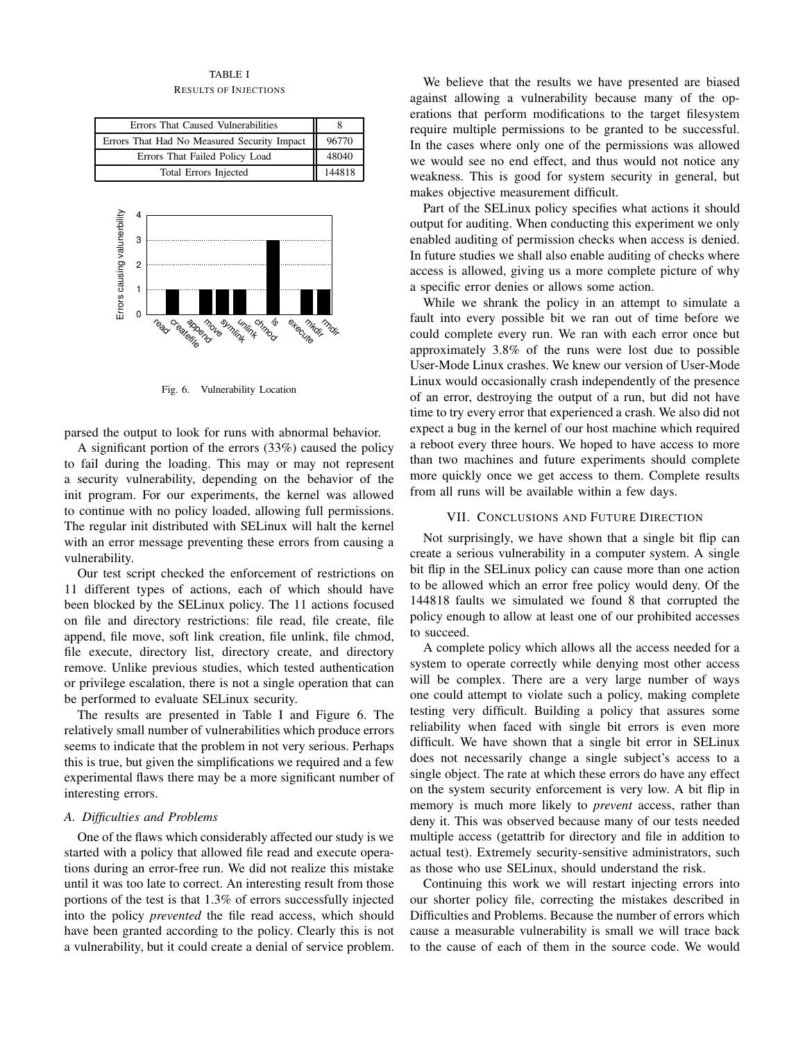TABLE I
RESULTS OF INJECTIONS

| | |
|---|---|
| Errors That Caused Vulnerabilities | 8 |
| Errors That Had No Measured Security Impact | 96770 |
| Errors That Failed Policy Load | 48040 |
| Total Errors Injected | 144818 |

Fig. 6. Vulnerability Location

parsed the output to look for runs with abnormal behavior.

A significant portion of the errors (33%) caused the policy to fail during the loading. This may or may not represent a security vulnerability, depending on the behavior of the init program. For our experiments, the kernel was allowed to continue with no policy loaded, allowing full permissions. The regular init distributed with SELinux will halt the kernel with an error message preventing these errors from causing a vulnerability.

Our test script checked the enforcement of restrictions on 11 different types of actions, each of which should have been blocked by the SELinux policy. The 11 actions focused on file and directory restrictions: file read, file create, file append, file move, soft link creation, file unlink, file chmod, file execute, directory list, directory create, and directory remove. Unlike previous studies, which tested authentication or privilege escalation, there is not a single operation that can be performed to evaluate SELinux security.

The results are presented in Table I and Figure 6. The relatively small number of vulnerabilities which produce errors seems to indicate that the problem in not very serious. Perhaps this is true, but given the simplifications we required and a few experimental flaws there may be a more significant number of interesting errors.

### A. Difficulties and Problems

One of the flaws which considerably affected our study is we started with a policy that allowed file read and execute operations during an error-free run. We did not realize this mistake until it was too late to correct. An interesting result from those portions of the test is that 1.3% of errors successfully injected into the policy *prevented* the file read access, which should have been granted according to the policy. Clearly this is not a vulnerability, but it could create a denial of service problem.

We believe that the results we have presented are biased against allowing a vulnerability because many of the operations that perform modifications to the target filesystem require multiple permissions to be granted to be successful. In the cases where only one of the permissions was allowed we would see no end effect, and thus would not notice any weakness. This is good for system security in general, but makes objective measurement difficult.

Part of the SELinux policy specifies what actions it should output for auditing. When conducting this experiment we only enabled auditing of permission checks when access is denied. In future studies we shall also enable auditing of checks where access is allowed, giving us a more complete picture of why a specific error denies or allows some action.

While we shrank the policy in an attempt to simulate a fault into every possible bit we ran out of time before we could complete every run. We ran with each error once but approximately 3.8% of the runs were lost due to possible User-Mode Linux crashes. We knew our version of User-Mode Linux would occasionally crash independently of the presence of an error, destroying the output of a run, but did not have time to try every error that experienced a crash. We also did not expect a bug in the kernel of our host machine which required a reboot every three hours. We hoped to have access to more than two machines and future experiments should complete more quickly once we get access to them. Complete results from all runs will be available within a few days.

## VII. CONCLUSIONS AND FUTURE DIRECTION

Not surprisingly, we have shown that a single bit flip can create a serious vulnerability in a computer system. A single bit flip in the SELinux policy can cause more than one action to be allowed which an error free policy would deny. Of the 144818 faults we simulated we found 8 that corrupted the policy enough to allow at least one of our prohibited accesses to succeed.

A complete policy which allows all the access needed for a system to operate correctly while denying most other access will be complex. There are a very large number of ways one could attempt to violate such a policy, making complete testing very difficult. Building a policy that assures some reliability when faced with single bit errors is even more difficult. We have shown that a single bit error in SELinux does not necessarily change a single subject's access to a single object. The rate at which these errors do have any effect on the system security enforcement is very low. A bit flip in memory is much more likely to *prevent* access, rather than deny it. This was observed because many of our tests needed multiple access (getattrib for directory and file in addition to actual test). Extremely security-sensitive administrators, such as those who use SELinux, should understand the risk.

Continuing this work we will restart injecting errors into our shorter policy file, correcting the mistakes described in Difficulties and Problems. Because the number of errors which cause a measurable vulnerability is small we will trace back to the cause of each of them in the source code. We would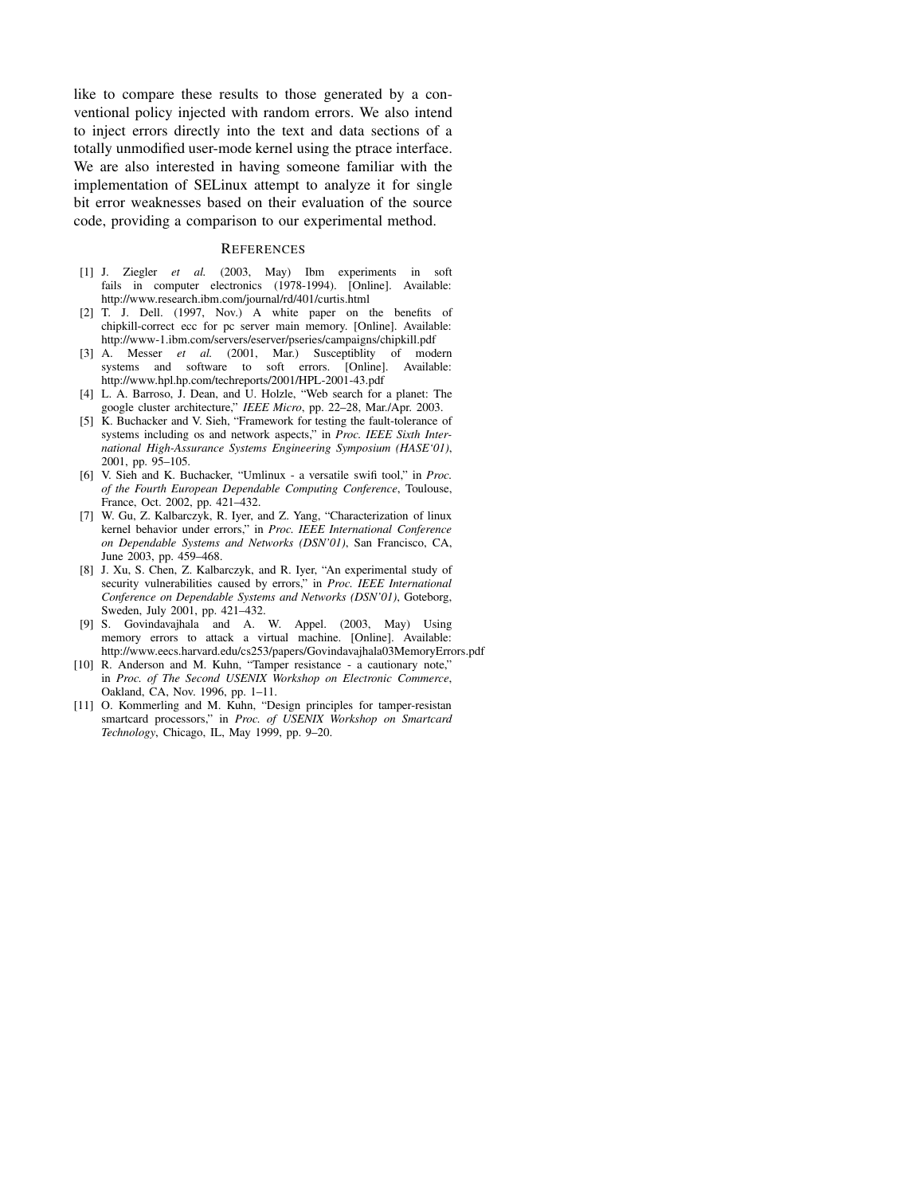like to compare these results to those generated by a conventional policy injected with random errors. We also intend to inject errors directly into the text and data sections of a totally unmodified user-mode kernel using the ptrace interface. We are also interested in having someone familiar with the implementation of SELinux attempt to analyze it for single bit error weaknesses based on their evaluation of the source code, providing a comparison to our experimental method.

## References

[1] J. Ziegler *et al.* (2003, May) Ibm experiments in soft fails in computer electronics (1978-1994). [Online]. Available: http://www.research.ibm.com/journal/rd/401/curtis.html

[2] T. J. Dell. (1997, Nov.) A white paper on the benefits of chipkill-correct ecc for pc server main memory. [Online]. Available: http://www-1.ibm.com/servers/eserver/pseries/campaigns/chipkill.pdf

[3] A. Messer *et al.* (2001, Mar.) Susceptiblity of modern systems and software to soft errors. [Online]. Available: http://www.hpl.hp.com/techreports/2001/HPL-2001-43.pdf

[4] L. A. Barroso, J. Dean, and U. Holzle, "Web search for a planet: The google cluster architecture," *IEEE Micro*, pp. 22–28, Mar./Apr. 2003.

[5] K. Buchacker and V. Sieh, "Framework for testing the fault-tolerance of systems including os and network aspects," in *Proc. IEEE Sixth International High-Assurance Systems Engineering Symposium (HASE'01)*, 2001, pp. 95–105.

[6] V. Sieh and K. Buchacker, "Umlinux - a versatile swifi tool," in *Proc. of the Fourth European Dependable Computing Conference*, Toulouse, France, Oct. 2002, pp. 421–432.

[7] W. Gu, Z. Kalbarczyk, R. Iyer, and Z. Yang, "Characterization of linux kernel behavior under errors," in *Proc. IEEE International Conference on Dependable Systems and Networks (DSN'01)*, San Francisco, CA, June 2003, pp. 459–468.

[8] J. Xu, S. Chen, Z. Kalbarczyk, and R. Iyer, "An experimental study of security vulnerabilities caused by errors," in *Proc. IEEE International Conference on Dependable Systems and Networks (DSN'01)*, Goteborg, Sweden, July 2001, pp. 421–432.

[9] S. Govindavajhala and A. W. Appel. (2003, May) Using memory errors to attack a virtual machine. [Online]. Available: http://www.eecs.harvard.edu/cs253/papers/Govindavajhala03MemoryErrors.pdf

[10] R. Anderson and M. Kuhn, "Tamper resistance - a cautionary note," in *Proc. of The Second USENIX Workshop on Electronic Commerce*, Oakland, CA, Nov. 1996, pp. 1–11.

[11] O. Kommerling and M. Kuhn, "Design principles for tamper-resistan smartcard processors," in *Proc. of USENIX Workshop on Smartcard Technology*, Chicago, IL, May 1999, pp. 9–20.